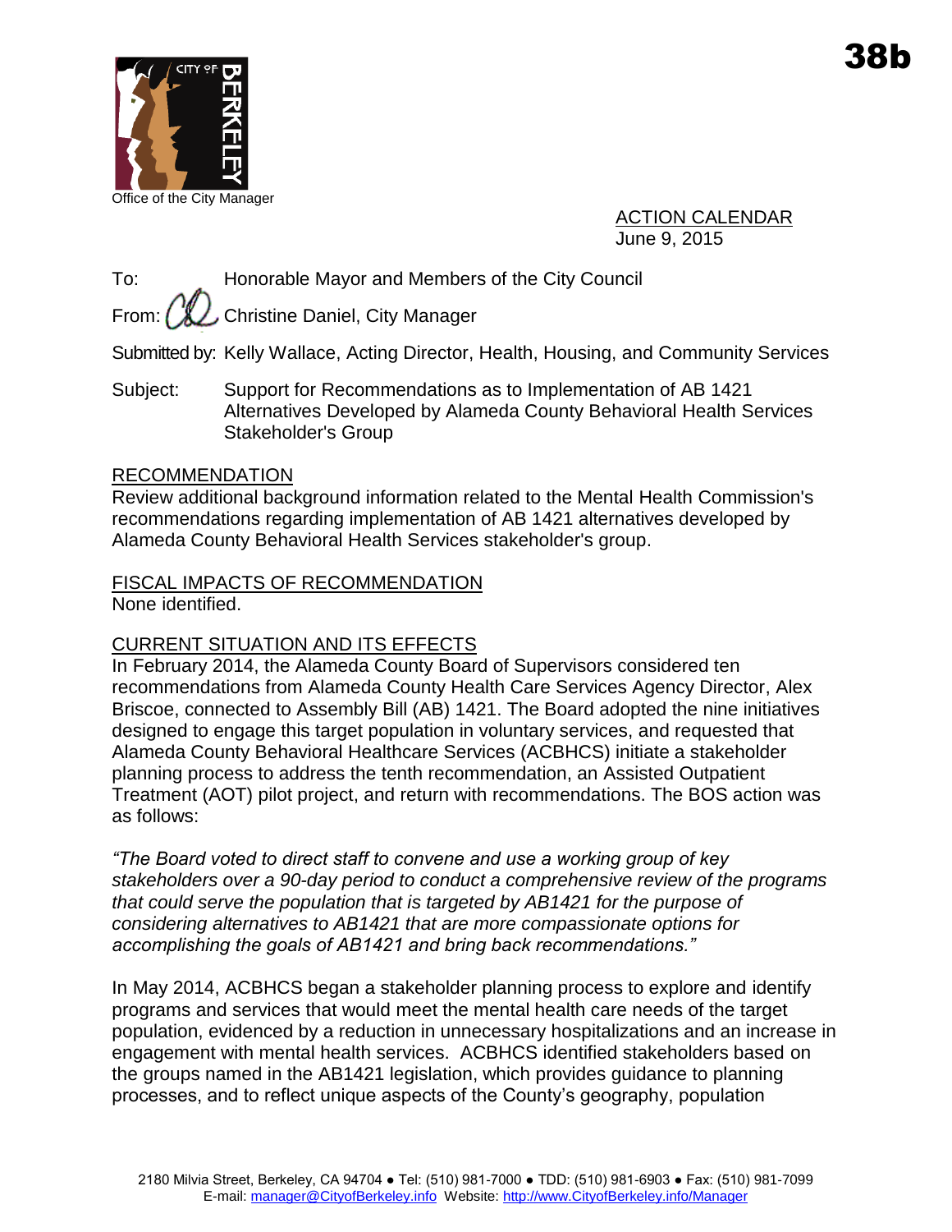38b

Office of the City Manager

ACTION CALENDAR
June 9, 2015

To: Honorable Mayor and Members of the City Council

From: Christine Daniel, City Manager

Submitted by: Kelly Wallace, Acting Director, Health, Housing, and Community Services

Subject: Support for Recommendations as to Implementation of AB 1421 Alternatives Developed by Alameda County Behavioral Health Services Stakeholder's Group

## RECOMMENDATION

Review additional background information related to the Mental Health Commission's recommendations regarding implementation of AB 1421 alternatives developed by Alameda County Behavioral Health Services stakeholder's group.

## FISCAL IMPACTS OF RECOMMENDATION

None identified.

## CURRENT SITUATION AND ITS EFFECTS

In February 2014, the Alameda County Board of Supervisors considered ten recommendations from Alameda County Health Care Services Agency Director, Alex Briscoe, connected to Assembly Bill (AB) 1421. The Board adopted the nine initiatives designed to engage this target population in voluntary services, and requested that Alameda County Behavioral Healthcare Services (ACBHCS) initiate a stakeholder planning process to address the tenth recommendation, an Assisted Outpatient Treatment (AOT) pilot project, and return with recommendations. The BOS action was as follows:

*"The Board voted to direct staff to convene and use a working group of key stakeholders over a 90-day period to conduct a comprehensive review of the programs that could serve the population that is targeted by AB1421 for the purpose of considering alternatives to AB1421 that are more compassionate options for accomplishing the goals of AB1421 and bring back recommendations."*

In May 2014, ACBHCS began a stakeholder planning process to explore and identify programs and services that would meet the mental health care needs of the target population, evidenced by a reduction in unnecessary hospitalizations and an increase in engagement with mental health services. ACBHCS identified stakeholders based on the groups named in the AB1421 legislation, which provides guidance to planning processes, and to reflect unique aspects of the County's geography, population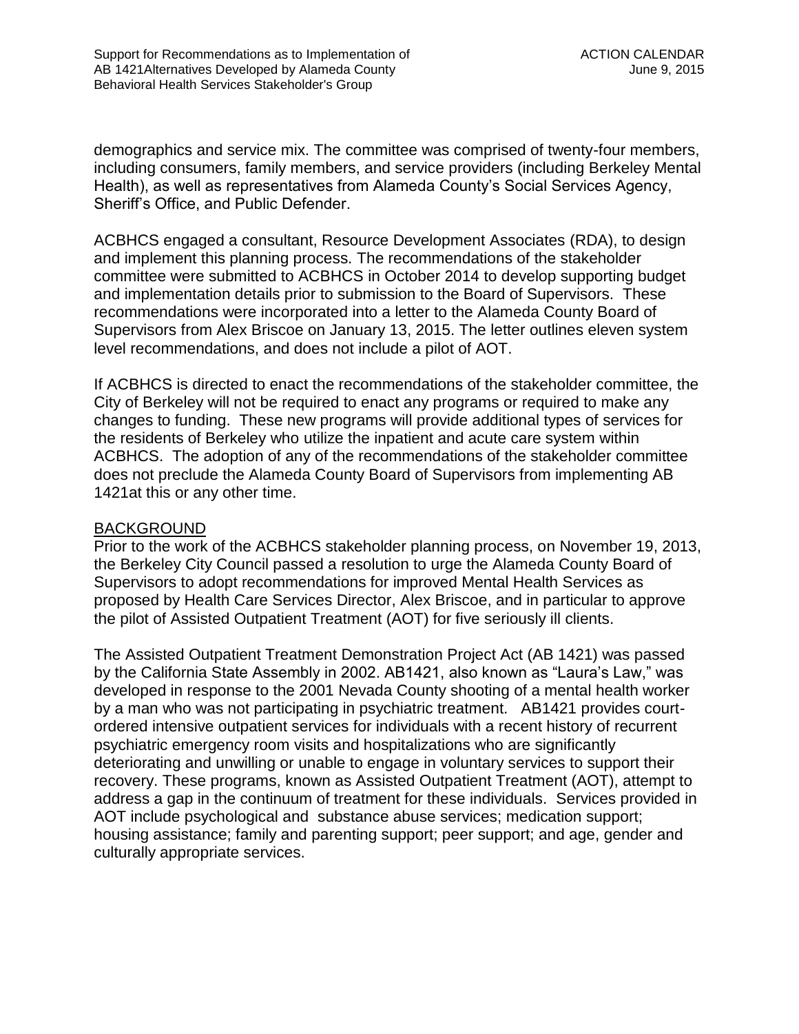demographics and service mix. The committee was comprised of twenty-four members, including consumers, family members, and service providers (including Berkeley Mental Health), as well as representatives from Alameda County's Social Services Agency, Sheriff's Office, and Public Defender.

ACBHCS engaged a consultant, Resource Development Associates (RDA), to design and implement this planning process. The recommendations of the stakeholder committee were submitted to ACBHCS in October 2014 to develop supporting budget and implementation details prior to submission to the Board of Supervisors. These recommendations were incorporated into a letter to the Alameda County Board of Supervisors from Alex Briscoe on January 13, 2015. The letter outlines eleven system level recommendations, and does not include a pilot of AOT.

If ACBHCS is directed to enact the recommendations of the stakeholder committee, the City of Berkeley will not be required to enact any programs or required to make any changes to funding. These new programs will provide additional types of services for the residents of Berkeley who utilize the inpatient and acute care system within ACBHCS. The adoption of any of the recommendations of the stakeholder committee does not preclude the Alameda County Board of Supervisors from implementing AB 1421at this or any other time.

## BACKGROUND

Prior to the work of the ACBHCS stakeholder planning process, on November 19, 2013, the Berkeley City Council passed a resolution to urge the Alameda County Board of Supervisors to adopt recommendations for improved Mental Health Services as proposed by Health Care Services Director, Alex Briscoe, and in particular to approve the pilot of Assisted Outpatient Treatment (AOT) for five seriously ill clients.

The Assisted Outpatient Treatment Demonstration Project Act (AB 1421) was passed by the California State Assembly in 2002. AB1421, also known as "Laura's Law," was developed in response to the 2001 Nevada County shooting of a mental health worker by a man who was not participating in psychiatric treatment. AB1421 provides court-ordered intensive outpatient services for individuals with a recent history of recurrent psychiatric emergency room visits and hospitalizations who are significantly deteriorating and unwilling or unable to engage in voluntary services to support their recovery. These programs, known as Assisted Outpatient Treatment (AOT), attempt to address a gap in the continuum of treatment for these individuals. Services provided in AOT include psychological and substance abuse services; medication support; housing assistance; family and parenting support; peer support; and age, gender and culturally appropriate services.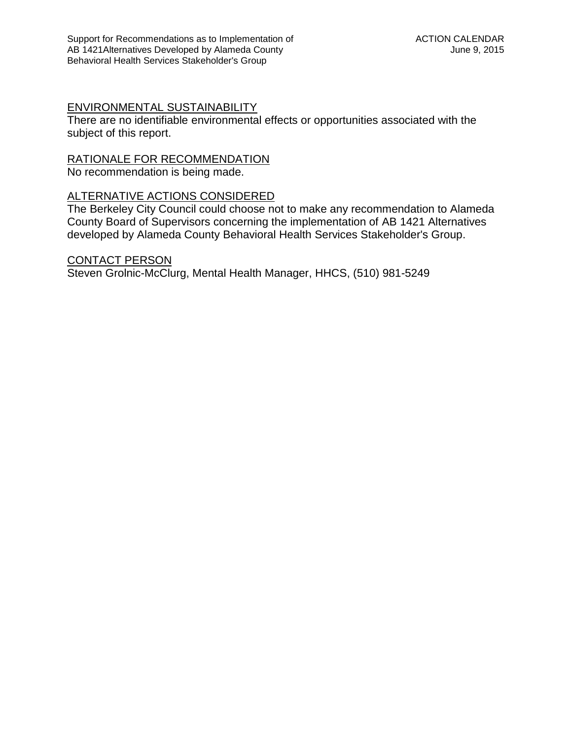ENVIRONMENTAL SUSTAINABILITY

There are no identifiable environmental effects or opportunities associated with the subject of this report.

RATIONALE FOR RECOMMENDATION

No recommendation is being made.

ALTERNATIVE ACTIONS CONSIDERED

The Berkeley City Council could choose not to make any recommendation to Alameda County Board of Supervisors concerning the implementation of AB 1421 Alternatives developed by Alameda County Behavioral Health Services Stakeholder's Group.

CONTACT PERSON

Steven Grolnic-McClurg, Mental Health Manager, HHCS, (510) 981-5249